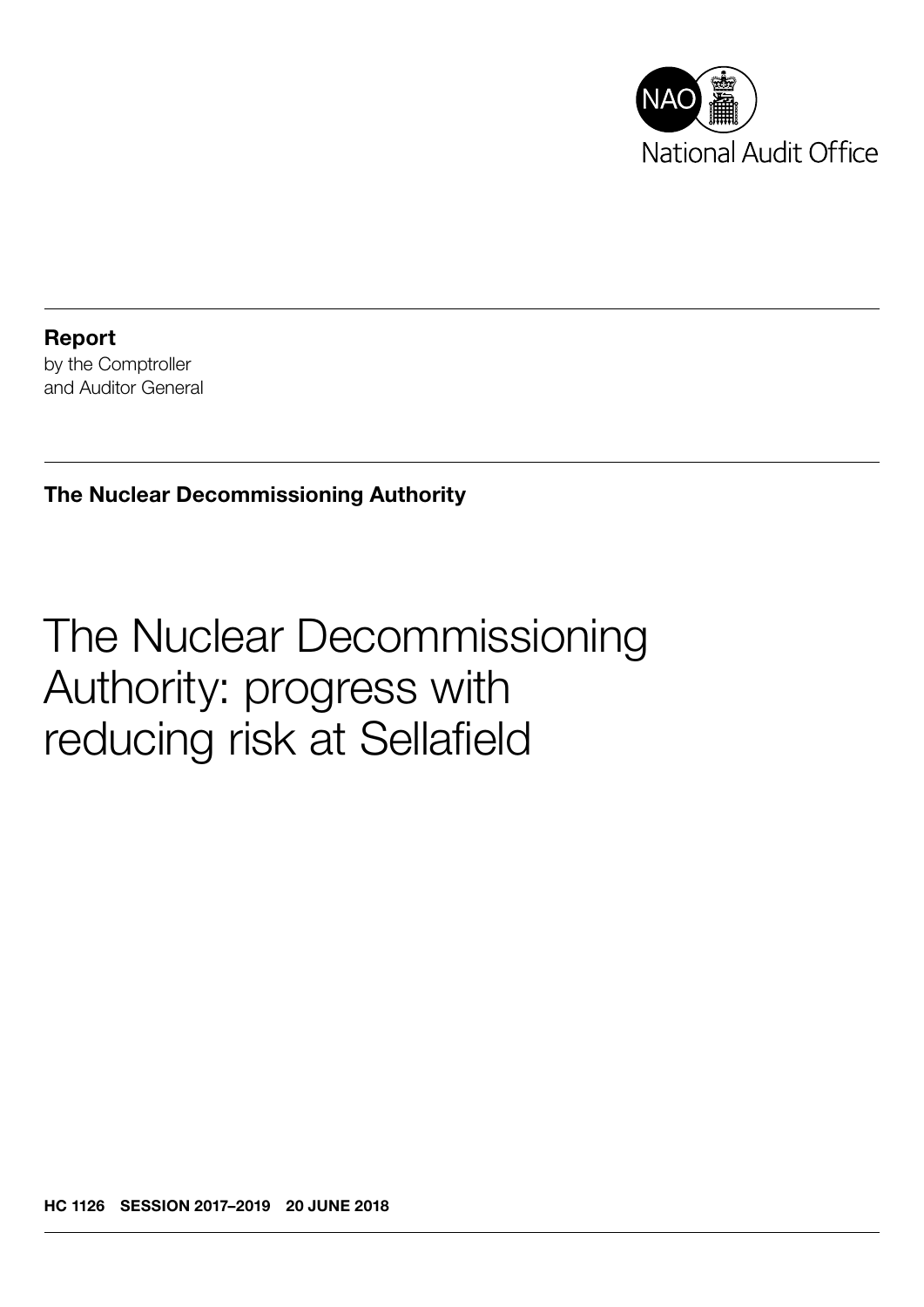NAO National Audit Office

**Report**
by the Comptroller
and Auditor General

**The Nuclear Decommissioning Authority**

# The Nuclear Decommissioning Authority: progress with reducing risk at Sellafield

**HC 1126 SESSION 2017–2019 20 JUNE 2018**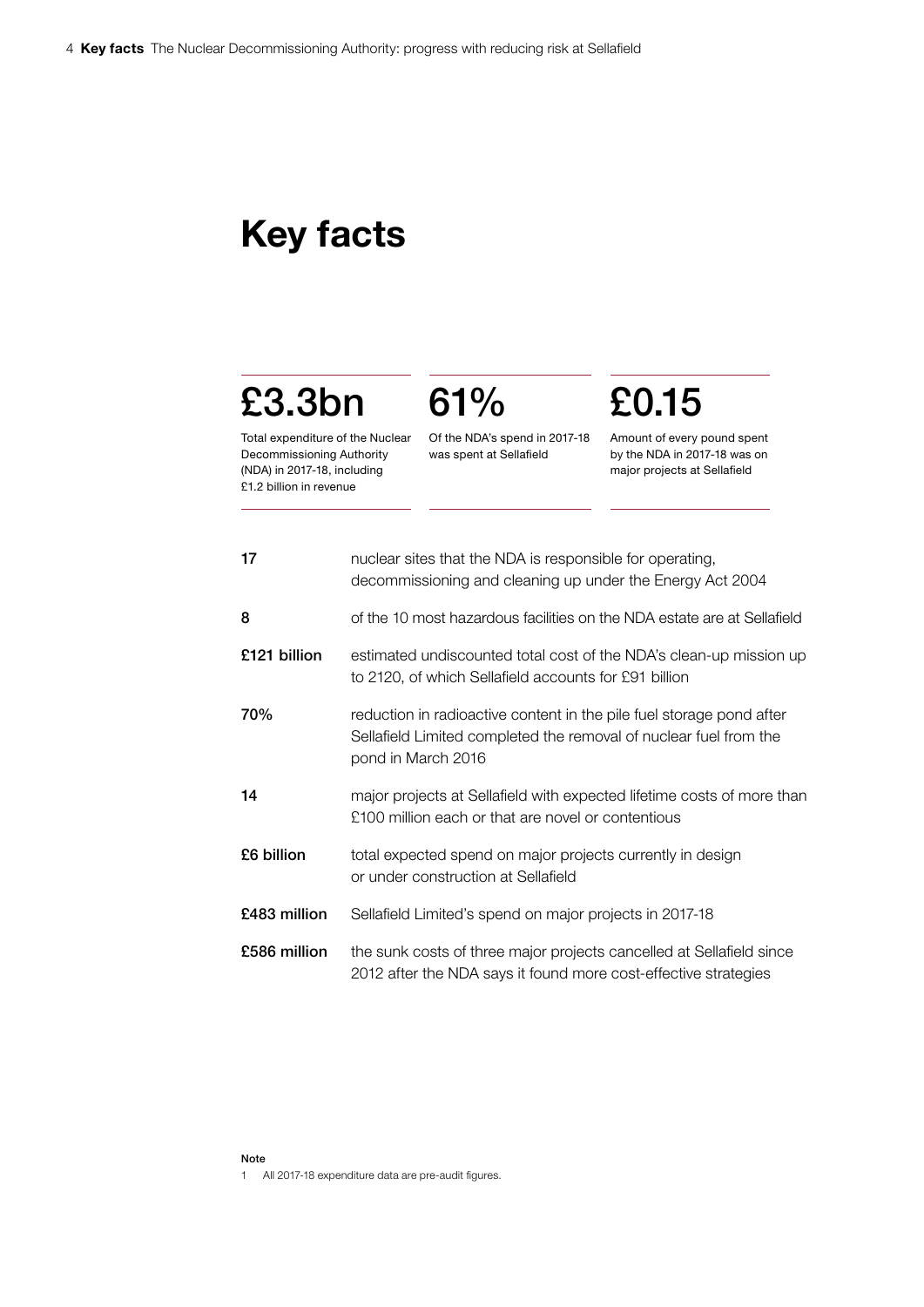# Key facts

**£3.3bn**

Total expenditure of the Nuclear Decommissioning Authority (NDA) in 2017-18, including £1.2 billion in revenue

**61%**

Of the NDA's spend in 2017-18 was spent at Sellafield

**£0.15**

Amount of every pound spent by the NDA in 2017-18 was on major projects at Sellafield

| | |
|---|---|
| **17** | nuclear sites that the NDA is responsible for operating, decommissioning and cleaning up under the Energy Act 2004 |
| **8** | of the 10 most hazardous facilities on the NDA estate are at Sellafield |
| **£121 billion** | estimated undiscounted total cost of the NDA's clean-up mission up to 2120, of which Sellafield accounts for £91 billion |
| **70%** | reduction in radioactive content in the pile fuel storage pond after Sellafield Limited completed the removal of nuclear fuel from the pond in March 2016 |
| **14** | major projects at Sellafield with expected lifetime costs of more than £100 million each or that are novel or contentious |
| **£6 billion** | total expected spend on major projects currently in design or under construction at Sellafield |
| **£483 million** | Sellafield Limited's spend on major projects in 2017-18 |
| **£586 million** | the sunk costs of three major projects cancelled at Sellafield since 2012 after the NDA says it found more cost-effective strategies |

**Note**

1 All 2017-18 expenditure data are pre-audit figures.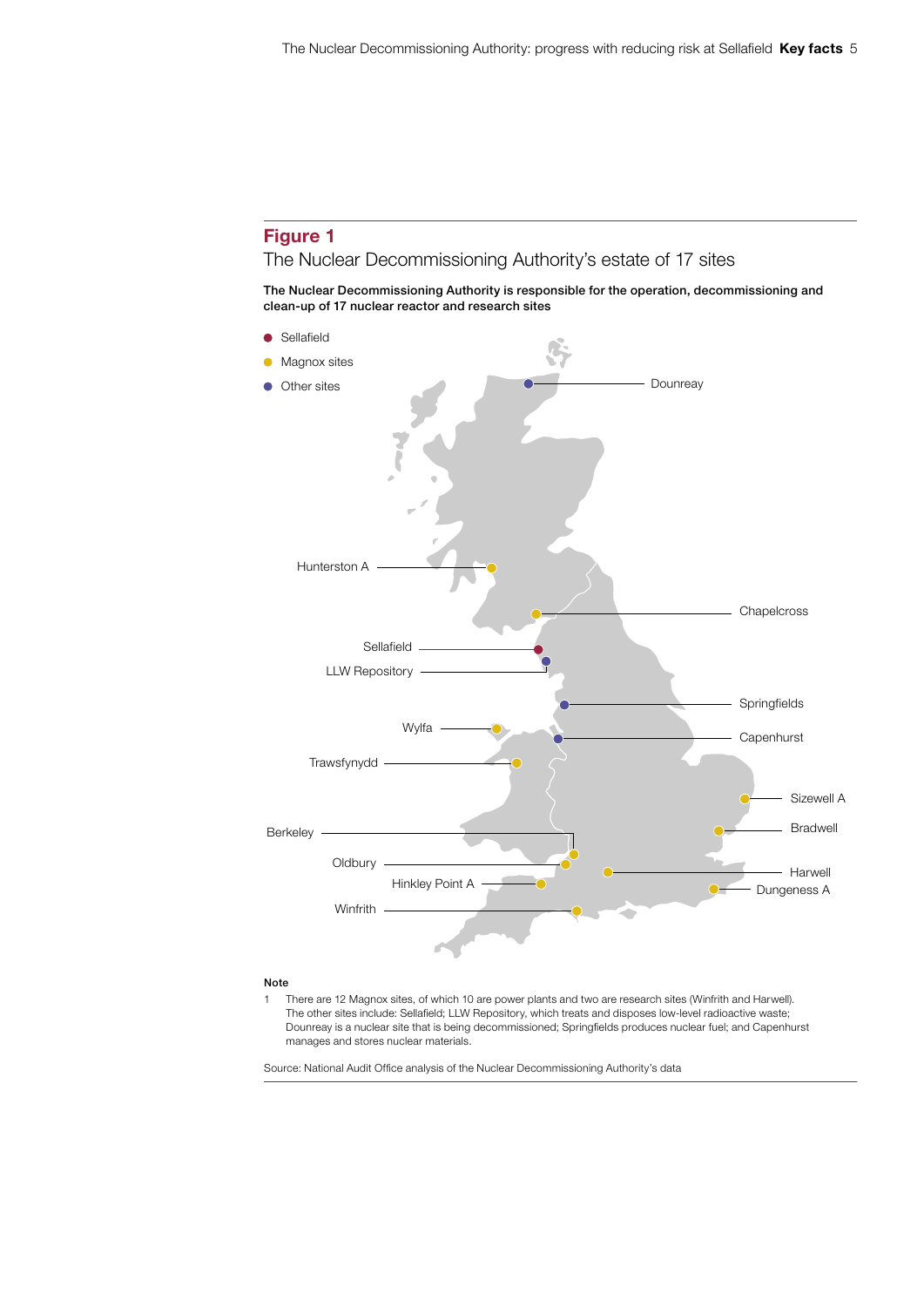## Figure 1

The Nuclear Decommissioning Authority's estate of 17 sites

**The Nuclear Decommissioning Authority is responsible for the operation, decommissioning and clean-up of 17 nuclear reactor and research sites**

- Sellafield
- Magnox sites
- Other sites

Dounreay

Hunterston A

Chapelcross

Sellafield

LLW Repository

Springfields

Wylfa

Capenhurst

Trawsfynydd

Sizewell A

Berkeley

Bradwell

Oldbury

Harwell

Hinkley Point A

Dungeness A

Winfrith

**Note**

1 There are 12 Magnox sites, of which 10 are power plants and two are research sites (Winfrith and Harwell). The other sites include: Sellafield; LLW Repository, which treats and disposes low-level radioactive waste; Dounreay is a nuclear site that is being decommissioned; Springfields produces nuclear fuel; and Capenhurst manages and stores nuclear materials.

Source: National Audit Office analysis of the Nuclear Decommissioning Authority's data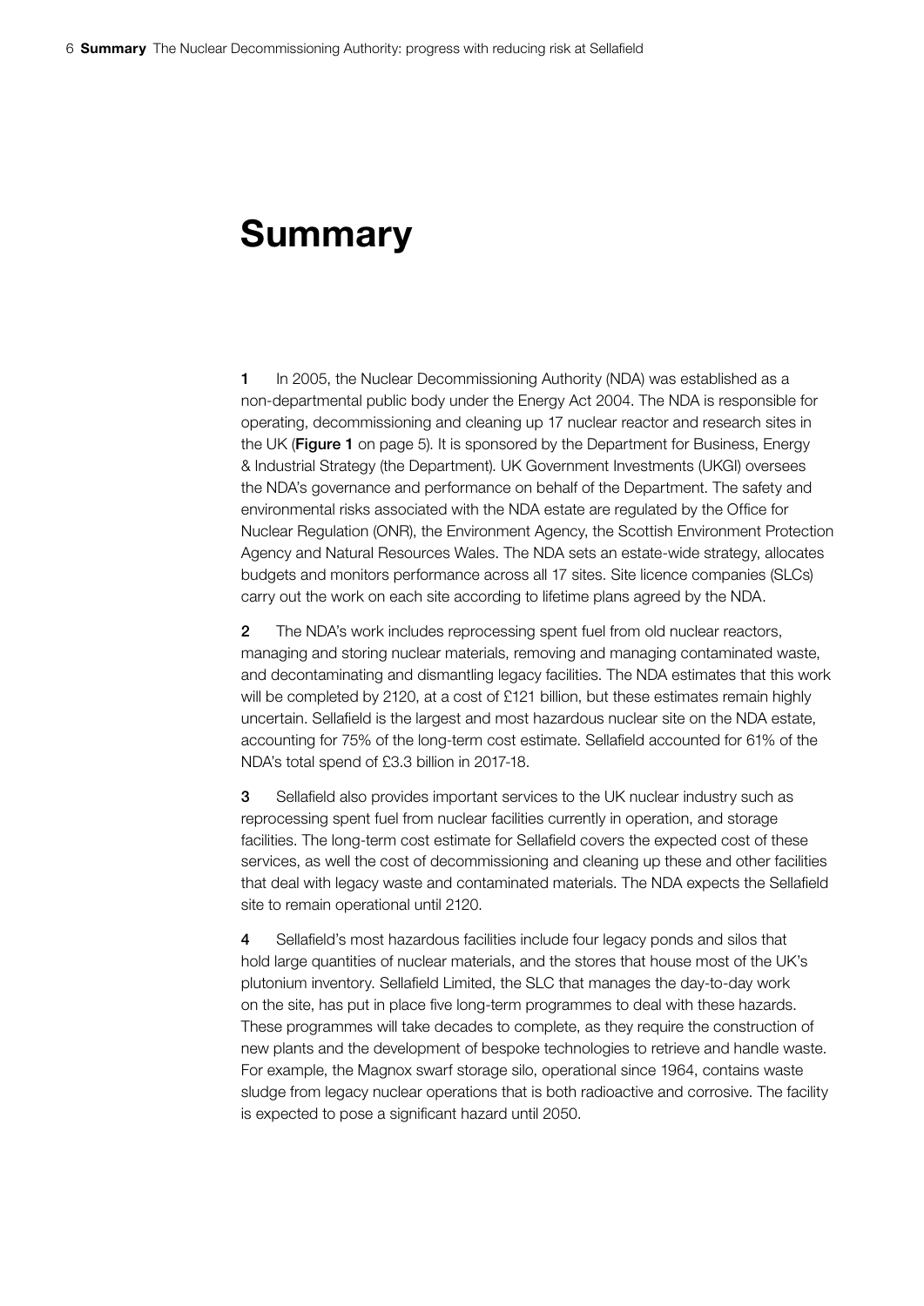# Summary

**1** In 2005, the Nuclear Decommissioning Authority (NDA) was established as a non-departmental public body under the Energy Act 2004. The NDA is responsible for operating, decommissioning and cleaning up 17 nuclear reactor and research sites in the UK (**Figure 1** on page 5). It is sponsored by the Department for Business, Energy & Industrial Strategy (the Department). UK Government Investments (UKGI) oversees the NDA's governance and performance on behalf of the Department. The safety and environmental risks associated with the NDA estate are regulated by the Office for Nuclear Regulation (ONR), the Environment Agency, the Scottish Environment Protection Agency and Natural Resources Wales. The NDA sets an estate-wide strategy, allocates budgets and monitors performance across all 17 sites. Site licence companies (SLCs) carry out the work on each site according to lifetime plans agreed by the NDA.

**2** The NDA's work includes reprocessing spent fuel from old nuclear reactors, managing and storing nuclear materials, removing and managing contaminated waste, and decontaminating and dismantling legacy facilities. The NDA estimates that this work will be completed by 2120, at a cost of £121 billion, but these estimates remain highly uncertain. Sellafield is the largest and most hazardous nuclear site on the NDA estate, accounting for 75% of the long-term cost estimate. Sellafield accounted for 61% of the NDA's total spend of £3.3 billion in 2017-18.

**3** Sellafield also provides important services to the UK nuclear industry such as reprocessing spent fuel from nuclear facilities currently in operation, and storage facilities. The long-term cost estimate for Sellafield covers the expected cost of these services, as well the cost of decommissioning and cleaning up these and other facilities that deal with legacy waste and contaminated materials. The NDA expects the Sellafield site to remain operational until 2120.

**4** Sellafield's most hazardous facilities include four legacy ponds and silos that hold large quantities of nuclear materials, and the stores that house most of the UK's plutonium inventory. Sellafield Limited, the SLC that manages the day-to-day work on the site, has put in place five long-term programmes to deal with these hazards. These programmes will take decades to complete, as they require the construction of new plants and the development of bespoke technologies to retrieve and handle waste. For example, the Magnox swarf storage silo, operational since 1964, contains waste sludge from legacy nuclear operations that is both radioactive and corrosive. The facility is expected to pose a significant hazard until 2050.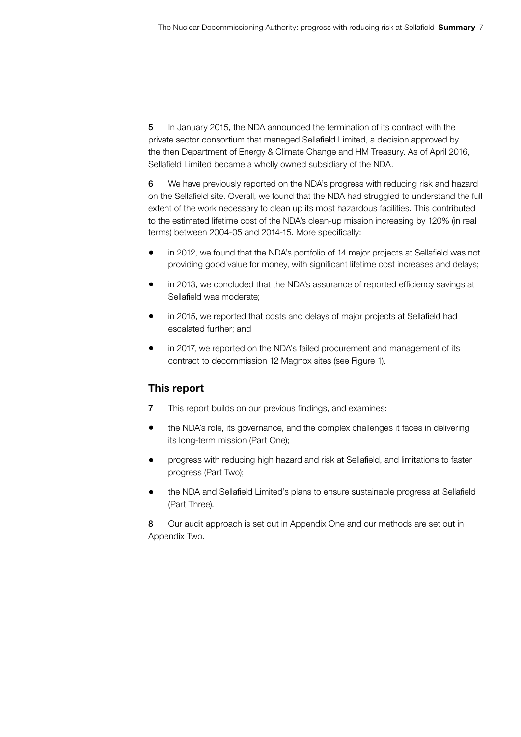**5** In January 2015, the NDA announced the termination of its contract with the private sector consortium that managed Sellafield Limited, a decision approved by the then Department of Energy & Climate Change and HM Treasury. As of April 2016, Sellafield Limited became a wholly owned subsidiary of the NDA.

**6** We have previously reported on the NDA's progress with reducing risk and hazard on the Sellafield site. Overall, we found that the NDA had struggled to understand the full extent of the work necessary to clean up its most hazardous facilities. This contributed to the estimated lifetime cost of the NDA's clean-up mission increasing by 120% (in real terms) between 2004-05 and 2014-15. More specifically:

- in 2012, we found that the NDA's portfolio of 14 major projects at Sellafield was not providing good value for money, with significant lifetime cost increases and delays;
- in 2013, we concluded that the NDA's assurance of reported efficiency savings at Sellafield was moderate;
- in 2015, we reported that costs and delays of major projects at Sellafield had escalated further; and
- in 2017, we reported on the NDA's failed procurement and management of its contract to decommission 12 Magnox sites (see Figure 1).

## This report

**7** This report builds on our previous findings, and examines:

- the NDA's role, its governance, and the complex challenges it faces in delivering its long-term mission (Part One);
- progress with reducing high hazard and risk at Sellafield, and limitations to faster progress (Part Two);
- the NDA and Sellafield Limited's plans to ensure sustainable progress at Sellafield (Part Three).

**8** Our audit approach is set out in Appendix One and our methods are set out in Appendix Two.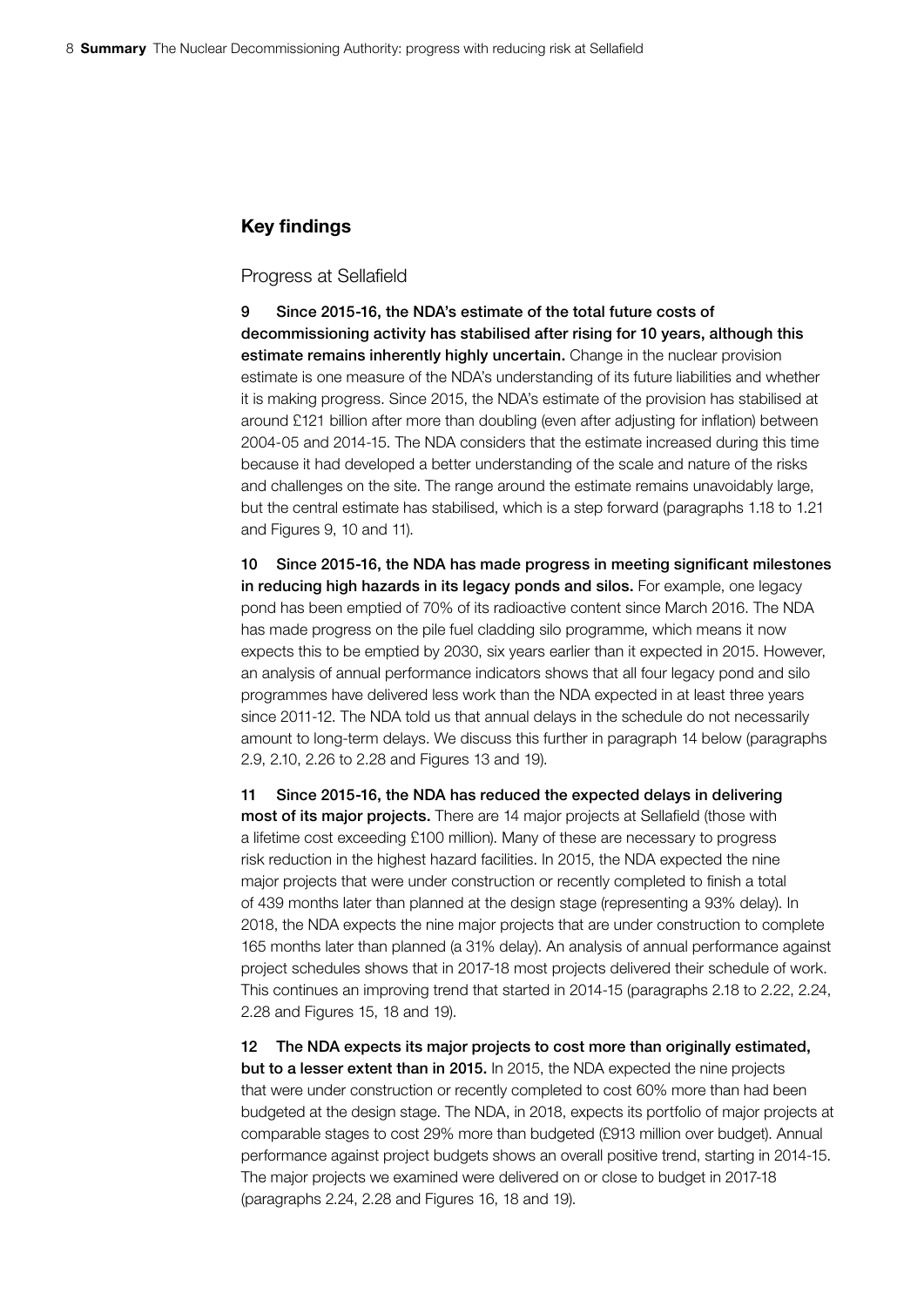## Key findings

### Progress at Sellafield

**9 Since 2015-16, the NDA's estimate of the total future costs of decommissioning activity has stabilised after rising for 10 years, although this estimate remains inherently highly uncertain.** Change in the nuclear provision estimate is one measure of the NDA's understanding of its future liabilities and whether it is making progress. Since 2015, the NDA's estimate of the provision has stabilised at around £121 billion after more than doubling (even after adjusting for inflation) between 2004-05 and 2014-15. The NDA considers that the estimate increased during this time because it had developed a better understanding of the scale and nature of the risks and challenges on the site. The range around the estimate remains unavoidably large, but the central estimate has stabilised, which is a step forward (paragraphs 1.18 to 1.21 and Figures 9, 10 and 11).

**10 Since 2015-16, the NDA has made progress in meeting significant milestones in reducing high hazards in its legacy ponds and silos.** For example, one legacy pond has been emptied of 70% of its radioactive content since March 2016. The NDA has made progress on the pile fuel cladding silo programme, which means it now expects this to be emptied by 2030, six years earlier than it expected in 2015. However, an analysis of annual performance indicators shows that all four legacy pond and silo programmes have delivered less work than the NDA expected in at least three years since 2011-12. The NDA told us that annual delays in the schedule do not necessarily amount to long-term delays. We discuss this further in paragraph 14 below (paragraphs 2.9, 2.10, 2.26 to 2.28 and Figures 13 and 19).

**11 Since 2015-16, the NDA has reduced the expected delays in delivering most of its major projects.** There are 14 major projects at Sellafield (those with a lifetime cost exceeding £100 million). Many of these are necessary to progress risk reduction in the highest hazard facilities. In 2015, the NDA expected the nine major projects that were under construction or recently completed to finish a total of 439 months later than planned at the design stage (representing a 93% delay). In 2018, the NDA expects the nine major projects that are under construction to complete 165 months later than planned (a 31% delay). An analysis of annual performance against project schedules shows that in 2017-18 most projects delivered their schedule of work. This continues an improving trend that started in 2014-15 (paragraphs 2.18 to 2.22, 2.24, 2.28 and Figures 15, 18 and 19).

**12 The NDA expects its major projects to cost more than originally estimated, but to a lesser extent than in 2015.** In 2015, the NDA expected the nine projects that were under construction or recently completed to cost 60% more than had been budgeted at the design stage. The NDA, in 2018, expects its portfolio of major projects at comparable stages to cost 29% more than budgeted (£913 million over budget). Annual performance against project budgets shows an overall positive trend, starting in 2014-15. The major projects we examined were delivered on or close to budget in 2017-18 (paragraphs 2.24, 2.28 and Figures 16, 18 and 19).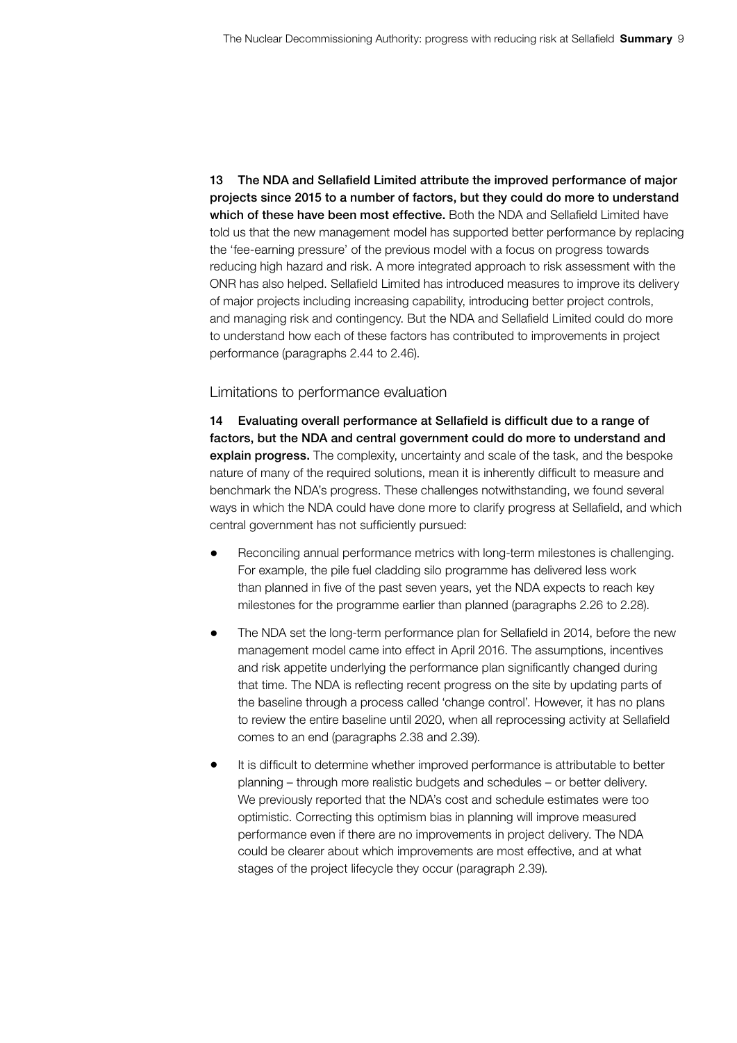**13 The NDA and Sellafield Limited attribute the improved performance of major projects since 2015 to a number of factors, but they could do more to understand which of these have been most effective.** Both the NDA and Sellafield Limited have told us that the new management model has supported better performance by replacing the 'fee-earning pressure' of the previous model with a focus on progress towards reducing high hazard and risk. A more integrated approach to risk assessment with the ONR has also helped. Sellafield Limited has introduced measures to improve its delivery of major projects including increasing capability, introducing better project controls, and managing risk and contingency. But the NDA and Sellafield Limited could do more to understand how each of these factors has contributed to improvements in project performance (paragraphs 2.44 to 2.46).

## Limitations to performance evaluation

**14 Evaluating overall performance at Sellafield is difficult due to a range of factors, but the NDA and central government could do more to understand and explain progress.** The complexity, uncertainty and scale of the task, and the bespoke nature of many of the required solutions, mean it is inherently difficult to measure and benchmark the NDA's progress. These challenges notwithstanding, we found several ways in which the NDA could have done more to clarify progress at Sellafield, and which central government has not sufficiently pursued:

- Reconciling annual performance metrics with long-term milestones is challenging. For example, the pile fuel cladding silo programme has delivered less work than planned in five of the past seven years, yet the NDA expects to reach key milestones for the programme earlier than planned (paragraphs 2.26 to 2.28).
- The NDA set the long-term performance plan for Sellafield in 2014, before the new management model came into effect in April 2016. The assumptions, incentives and risk appetite underlying the performance plan significantly changed during that time. The NDA is reflecting recent progress on the site by updating parts of the baseline through a process called 'change control'. However, it has no plans to review the entire baseline until 2020, when all reprocessing activity at Sellafield comes to an end (paragraphs 2.38 and 2.39).
- It is difficult to determine whether improved performance is attributable to better planning – through more realistic budgets and schedules – or better delivery. We previously reported that the NDA's cost and schedule estimates were too optimistic. Correcting this optimism bias in planning will improve measured performance even if there are no improvements in project delivery. The NDA could be clearer about which improvements are most effective, and at what stages of the project lifecycle they occur (paragraph 2.39).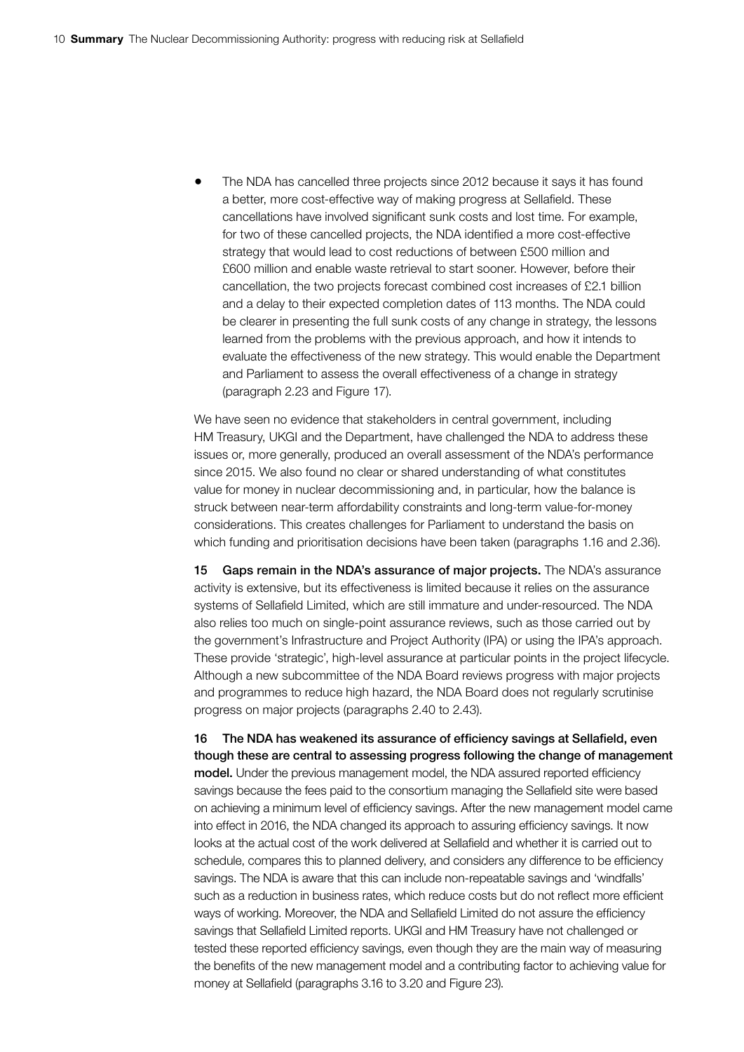- The NDA has cancelled three projects since 2012 because it says it has found a better, more cost-effective way of making progress at Sellafield. These cancellations have involved significant sunk costs and lost time. For example, for two of these cancelled projects, the NDA identified a more cost-effective strategy that would lead to cost reductions of between £500 million and £600 million and enable waste retrieval to start sooner. However, before their cancellation, the two projects forecast combined cost increases of £2.1 billion and a delay to their expected completion dates of 113 months. The NDA could be clearer in presenting the full sunk costs of any change in strategy, the lessons learned from the problems with the previous approach, and how it intends to evaluate the effectiveness of the new strategy. This would enable the Department and Parliament to assess the overall effectiveness of a change in strategy (paragraph 2.23 and Figure 17).

We have seen no evidence that stakeholders in central government, including HM Treasury, UKGI and the Department, have challenged the NDA to address these issues or, more generally, produced an overall assessment of the NDA's performance since 2015. We also found no clear or shared understanding of what constitutes value for money in nuclear decommissioning and, in particular, how the balance is struck between near-term affordability constraints and long-term value-for-money considerations. This creates challenges for Parliament to understand the basis on which funding and prioritisation decisions have been taken (paragraphs 1.16 and 2.36).

**15 Gaps remain in the NDA's assurance of major projects.** The NDA's assurance activity is extensive, but its effectiveness is limited because it relies on the assurance systems of Sellafield Limited, which are still immature and under-resourced. The NDA also relies too much on single-point assurance reviews, such as those carried out by the government's Infrastructure and Project Authority (IPA) or using the IPA's approach. These provide 'strategic', high-level assurance at particular points in the project lifecycle. Although a new subcommittee of the NDA Board reviews progress with major projects and programmes to reduce high hazard, the NDA Board does not regularly scrutinise progress on major projects (paragraphs 2.40 to 2.43).

**16 The NDA has weakened its assurance of efficiency savings at Sellafield, even though these are central to assessing progress following the change of management model.** Under the previous management model, the NDA assured reported efficiency savings because the fees paid to the consortium managing the Sellafield site were based on achieving a minimum level of efficiency savings. After the new management model came into effect in 2016, the NDA changed its approach to assuring efficiency savings. It now looks at the actual cost of the work delivered at Sellafield and whether it is carried out to schedule, compares this to planned delivery, and considers any difference to be efficiency savings. The NDA is aware that this can include non-repeatable savings and 'windfalls' such as a reduction in business rates, which reduce costs but do not reflect more efficient ways of working. Moreover, the NDA and Sellafield Limited do not assure the efficiency savings that Sellafield Limited reports. UKGI and HM Treasury have not challenged or tested these reported efficiency savings, even though they are the main way of measuring the benefits of the new management model and a contributing factor to achieving value for money at Sellafield (paragraphs 3.16 to 3.20 and Figure 23).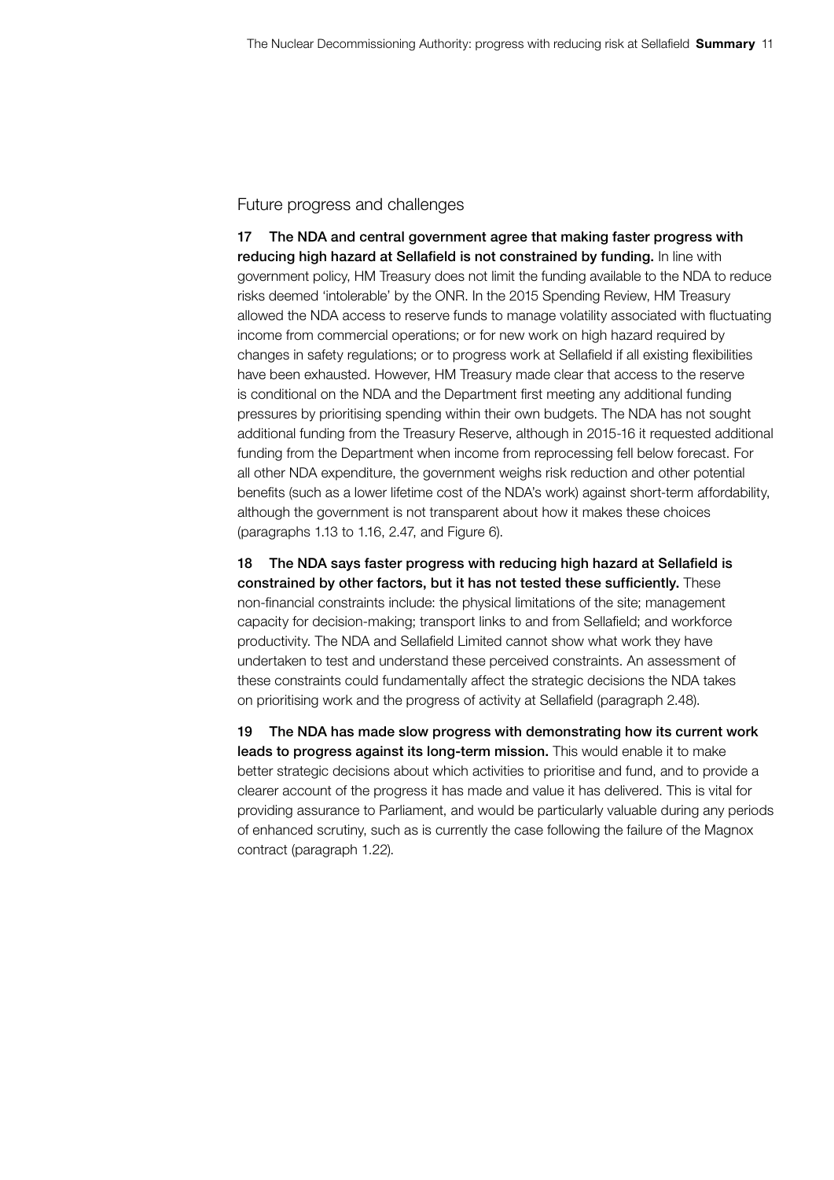## Future progress and challenges

17 **The NDA and central government agree that making faster progress with reducing high hazard at Sellafield is not constrained by funding.** In line with government policy, HM Treasury does not limit the funding available to the NDA to reduce risks deemed 'intolerable' by the ONR. In the 2015 Spending Review, HM Treasury allowed the NDA access to reserve funds to manage volatility associated with fluctuating income from commercial operations; or for new work on high hazard required by changes in safety regulations; or to progress work at Sellafield if all existing flexibilities have been exhausted. However, HM Treasury made clear that access to the reserve is conditional on the NDA and the Department first meeting any additional funding pressures by prioritising spending within their own budgets. The NDA has not sought additional funding from the Treasury Reserve, although in 2015-16 it requested additional funding from the Department when income from reprocessing fell below forecast. For all other NDA expenditure, the government weighs risk reduction and other potential benefits (such as a lower lifetime cost of the NDA's work) against short-term affordability, although the government is not transparent about how it makes these choices (paragraphs 1.13 to 1.16, 2.47, and Figure 6).

18 **The NDA says faster progress with reducing high hazard at Sellafield is constrained by other factors, but it has not tested these sufficiently.** These non-financial constraints include: the physical limitations of the site; management capacity for decision-making; transport links to and from Sellafield; and workforce productivity. The NDA and Sellafield Limited cannot show what work they have undertaken to test and understand these perceived constraints. An assessment of these constraints could fundamentally affect the strategic decisions the NDA takes on prioritising work and the progress of activity at Sellafield (paragraph 2.48).

19 **The NDA has made slow progress with demonstrating how its current work leads to progress against its long-term mission.** This would enable it to make better strategic decisions about which activities to prioritise and fund, and to provide a clearer account of the progress it has made and value it has delivered. This is vital for providing assurance to Parliament, and would be particularly valuable during any periods of enhanced scrutiny, such as is currently the case following the failure of the Magnox contract (paragraph 1.22).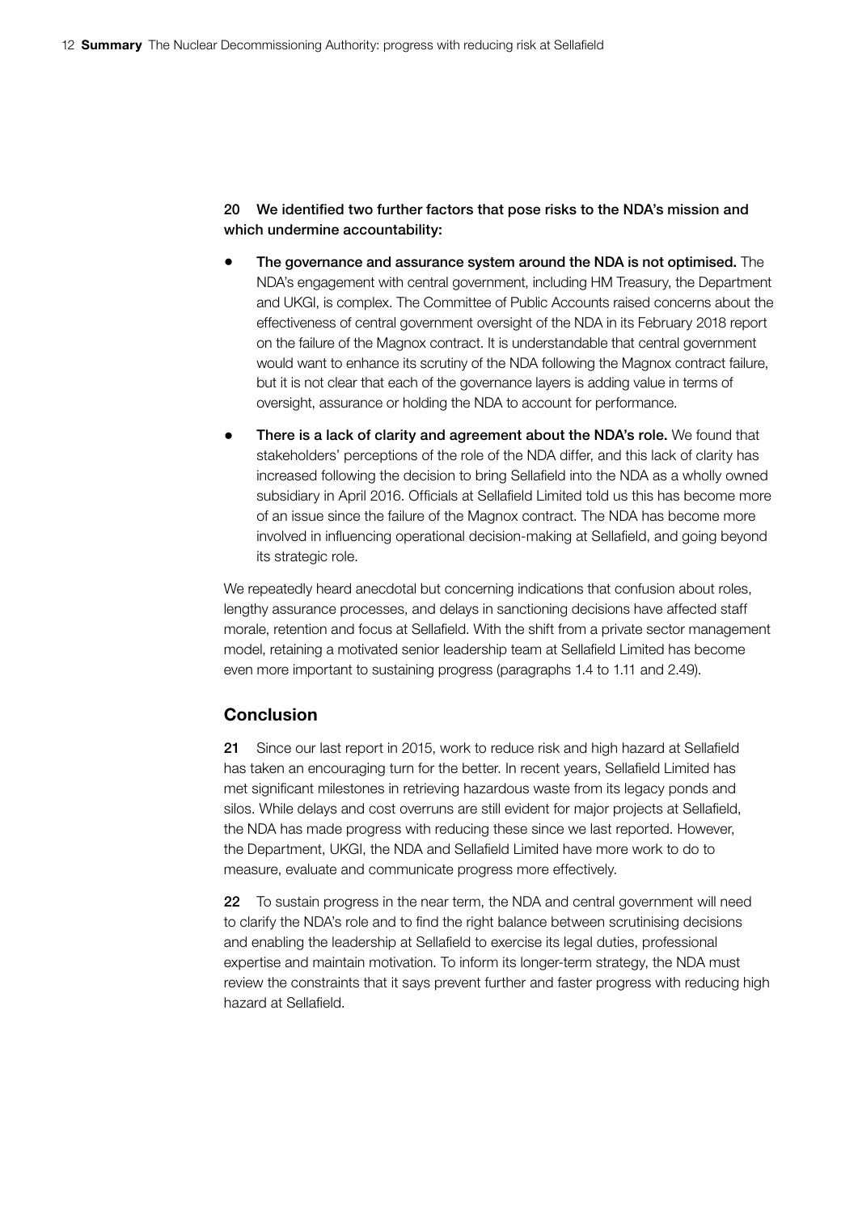**20 We identified two further factors that pose risks to the NDA's mission and which undermine accountability:**

- **The governance and assurance system around the NDA is not optimised.** The NDA's engagement with central government, including HM Treasury, the Department and UKGI, is complex. The Committee of Public Accounts raised concerns about the effectiveness of central government oversight of the NDA in its February 2018 report on the failure of the Magnox contract. It is understandable that central government would want to enhance its scrutiny of the NDA following the Magnox contract failure, but it is not clear that each of the governance layers is adding value in terms of oversight, assurance or holding the NDA to account for performance.
- **There is a lack of clarity and agreement about the NDA's role.** We found that stakeholders' perceptions of the role of the NDA differ, and this lack of clarity has increased following the decision to bring Sellafield into the NDA as a wholly owned subsidiary in April 2016. Officials at Sellafield Limited told us this has become more of an issue since the failure of the Magnox contract. The NDA has become more involved in influencing operational decision-making at Sellafield, and going beyond its strategic role.

We repeatedly heard anecdotal but concerning indications that confusion about roles, lengthy assurance processes, and delays in sanctioning decisions have affected staff morale, retention and focus at Sellafield. With the shift from a private sector management model, retaining a motivated senior leadership team at Sellafield Limited has become even more important to sustaining progress (paragraphs 1.4 to 1.11 and 2.49).

## Conclusion

**21** Since our last report in 2015, work to reduce risk and high hazard at Sellafield has taken an encouraging turn for the better. In recent years, Sellafield Limited has met significant milestones in retrieving hazardous waste from its legacy ponds and silos. While delays and cost overruns are still evident for major projects at Sellafield, the NDA has made progress with reducing these since we last reported. However, the Department, UKGI, the NDA and Sellafield Limited have more work to do to measure, evaluate and communicate progress more effectively.

**22** To sustain progress in the near term, the NDA and central government will need to clarify the NDA's role and to find the right balance between scrutinising decisions and enabling the leadership at Sellafield to exercise its legal duties, professional expertise and maintain motivation. To inform its longer-term strategy, the NDA must review the constraints that it says prevent further and faster progress with reducing high hazard at Sellafield.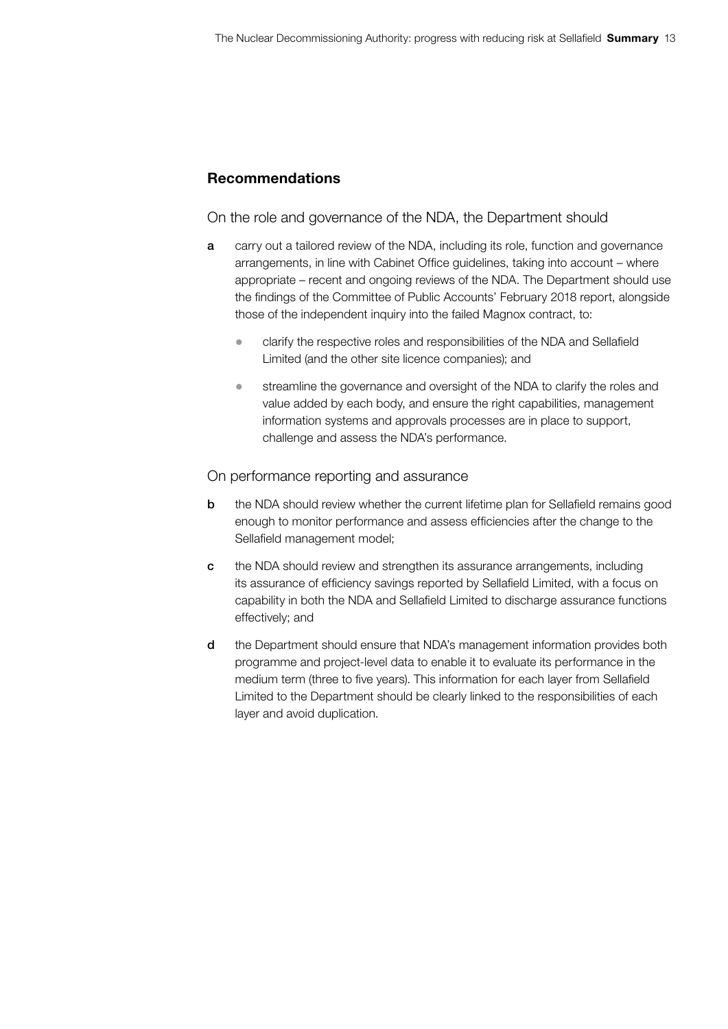## Recommendations

On the role and governance of the NDA, the Department should

**a** carry out a tailored review of the NDA, including its role, function and governance arrangements, in line with Cabinet Office guidelines, taking into account – where appropriate – recent and ongoing reviews of the NDA. The Department should use the findings of the Committee of Public Accounts' February 2018 report, alongside those of the independent inquiry into the failed Magnox contract, to:

- clarify the respective roles and responsibilities of the NDA and Sellafield Limited (and the other site licence companies); and
- streamline the governance and oversight of the NDA to clarify the roles and value added by each body, and ensure the right capabilities, management information systems and approvals processes are in place to support, challenge and assess the NDA's performance.

On performance reporting and assurance

**b** the NDA should review whether the current lifetime plan for Sellafield remains good enough to monitor performance and assess efficiencies after the change to the Sellafield management model;

**c** the NDA should review and strengthen its assurance arrangements, including its assurance of efficiency savings reported by Sellafield Limited, with a focus on capability in both the NDA and Sellafield Limited to discharge assurance functions effectively; and

**d** the Department should ensure that NDA's management information provides both programme and project-level data to enable it to evaluate its performance in the medium term (three to five years). This information for each layer from Sellafield Limited to the Department should be clearly linked to the responsibilities of each layer and avoid duplication.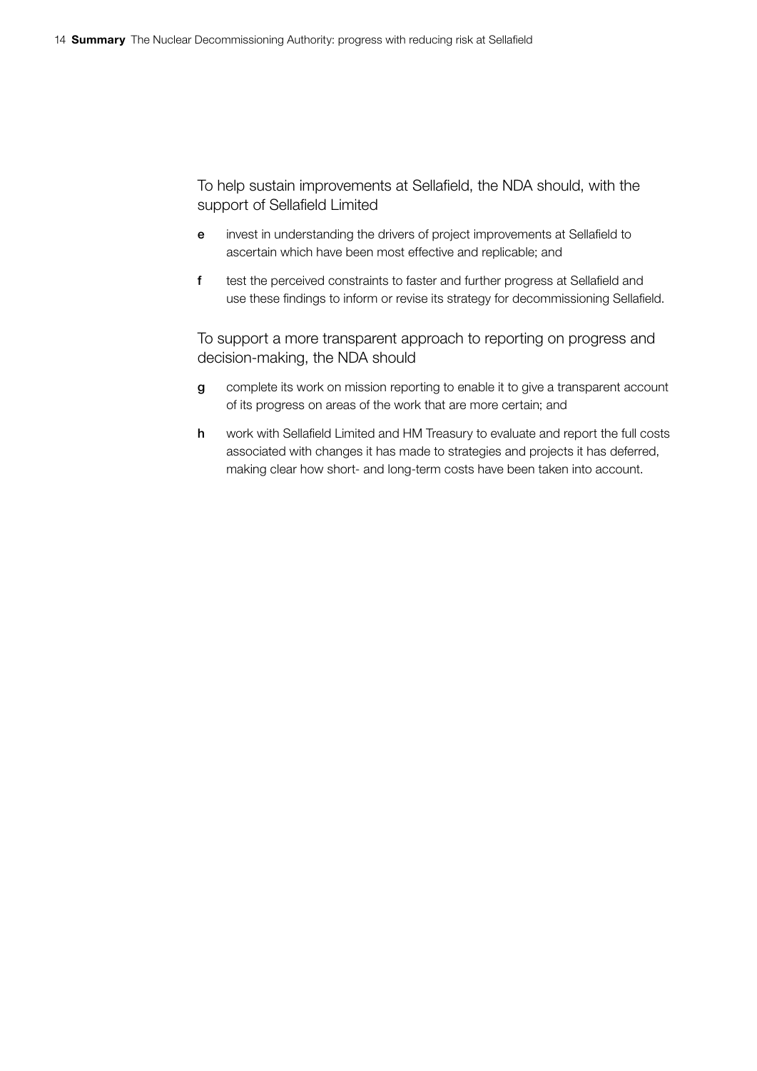To help sustain improvements at Sellafield, the NDA should, with the support of Sellafield Limited

**e** invest in understanding the drivers of project improvements at Sellafield to ascertain which have been most effective and replicable; and

**f** test the perceived constraints to faster and further progress at Sellafield and use these findings to inform or revise its strategy for decommissioning Sellafield.

To support a more transparent approach to reporting on progress and decision-making, the NDA should

**g** complete its work on mission reporting to enable it to give a transparent account of its progress on areas of the work that are more certain; and

**h** work with Sellafield Limited and HM Treasury to evaluate and report the full costs associated with changes it has made to strategies and projects it has deferred, making clear how short- and long-term costs have been taken into account.